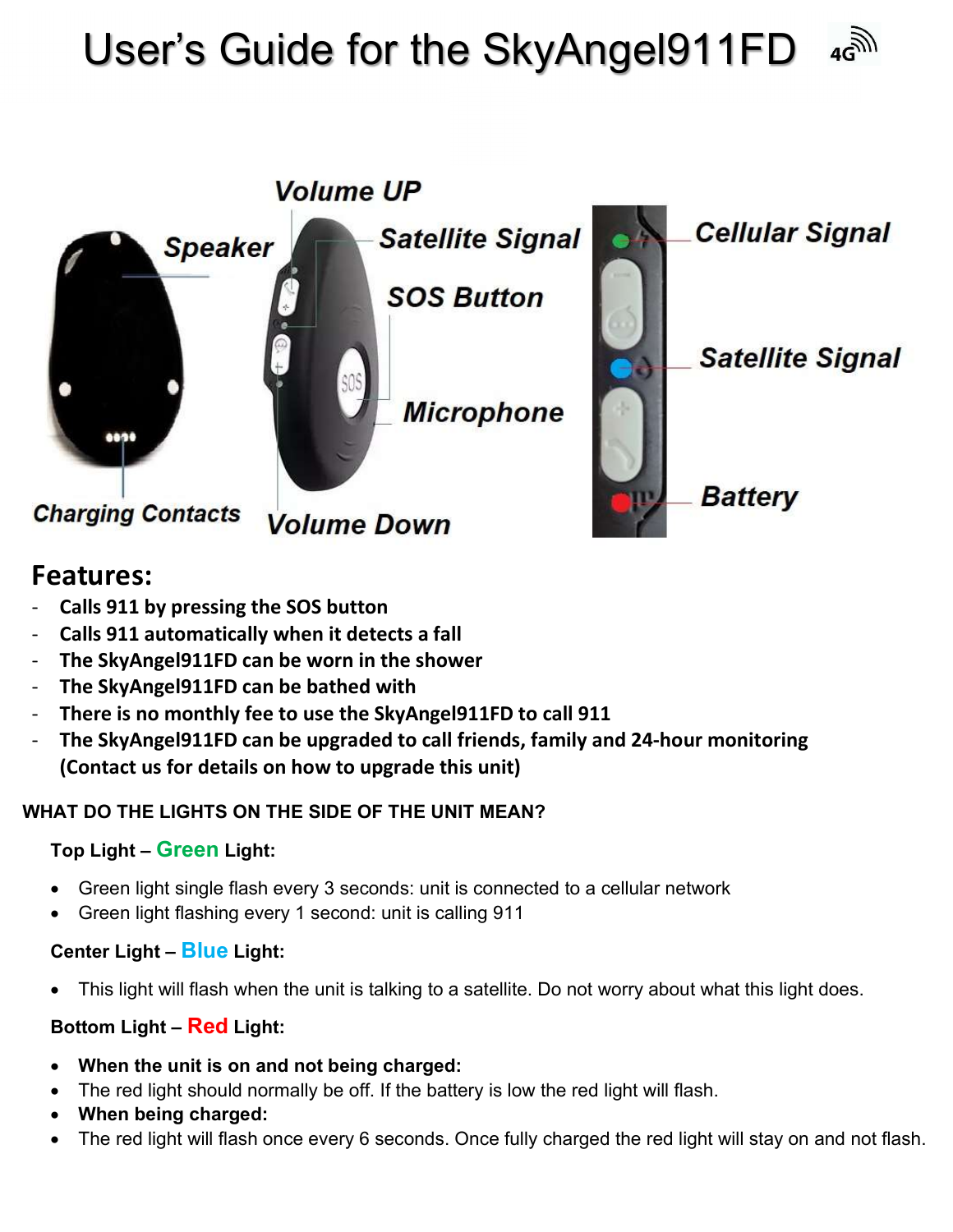# User's Guide for the SkyAngel911FD

Volume UP

Speaker

Satellite Signal

SOS Button

Microphone

Charging Contacts

Volume Down

Cellular Signal

Satellite Signal

Battery

## Features:

- Calls 911 by pressing the SOS button
- Calls 911 automatically when it detects a fall
- The SkyAngel911FD can be worn in the shower
- The SkyAngel911FD can be bathed with
- There is no monthly fee to use the SkyAngel911FD to call 911
- The SkyAngel911FD can be upgraded to call friends, family and 24-hour monitoring (Contact us for details on how to upgrade this unit)

**WHAT DO THE LIGHTS ON THE SIDE OF THE UNIT MEAN?**

**Top Light – Green Light:**

- Green light single flash every 3 seconds: unit is connected to a cellular network
- Green light flashing every 1 second: unit is calling 911

**Center Light – Blue Light:**

- This light will flash when the unit is talking to a satellite. Do not worry about what this light does.

**Bottom Light – Red Light:**

- **When the unit is on and not being charged:**
- The red light should normally be off. If the battery is low the red light will flash.
- **When being charged:**
- The red light will flash once every 6 seconds. Once fully charged the red light will stay on and not flash.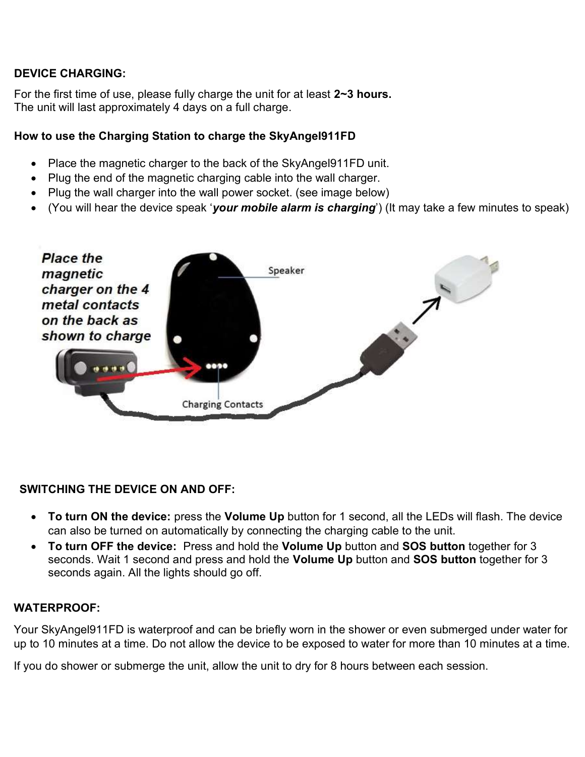**DEVICE CHARGING:**

For the first time of use, please fully charge the unit for at least **2~3 hours.**
The unit will last approximately 4 days on a full charge.

**How to use the Charging Station to charge the SkyAngel911FD**

- Place the magnetic charger to the back of the SkyAngel911FD unit.
- Plug the end of the magnetic charging cable into the wall charger.
- Plug the wall charger into the wall power socket. (see image below)
- (You will hear the device speak '***your mobile alarm is charging***') (It may take a few minutes to speak)

***Place the magnetic charger on the 4 metal contacts on the back as shown to charge***

Speaker

Charging Contacts

**SWITCHING THE DEVICE ON AND OFF:**

- **To turn ON the device:** press the **Volume Up** button for 1 second, all the LEDs will flash. The device can also be turned on automatically by connecting the charging cable to the unit.
- **To turn OFF the device:** Press and hold the **Volume Up** button and **SOS button** together for 3 seconds. Wait 1 second and press and hold the **Volume Up** button and **SOS button** together for 3 seconds again. All the lights should go off.

**WATERPROOF:**

Your SkyAngel911FD is waterproof and can be briefly worn in the shower or even submerged under water for up to 10 minutes at a time. Do not allow the device to be exposed to water for more than 10 minutes at a time.

If you do shower or submerge the unit, allow the unit to dry for 8 hours between each session.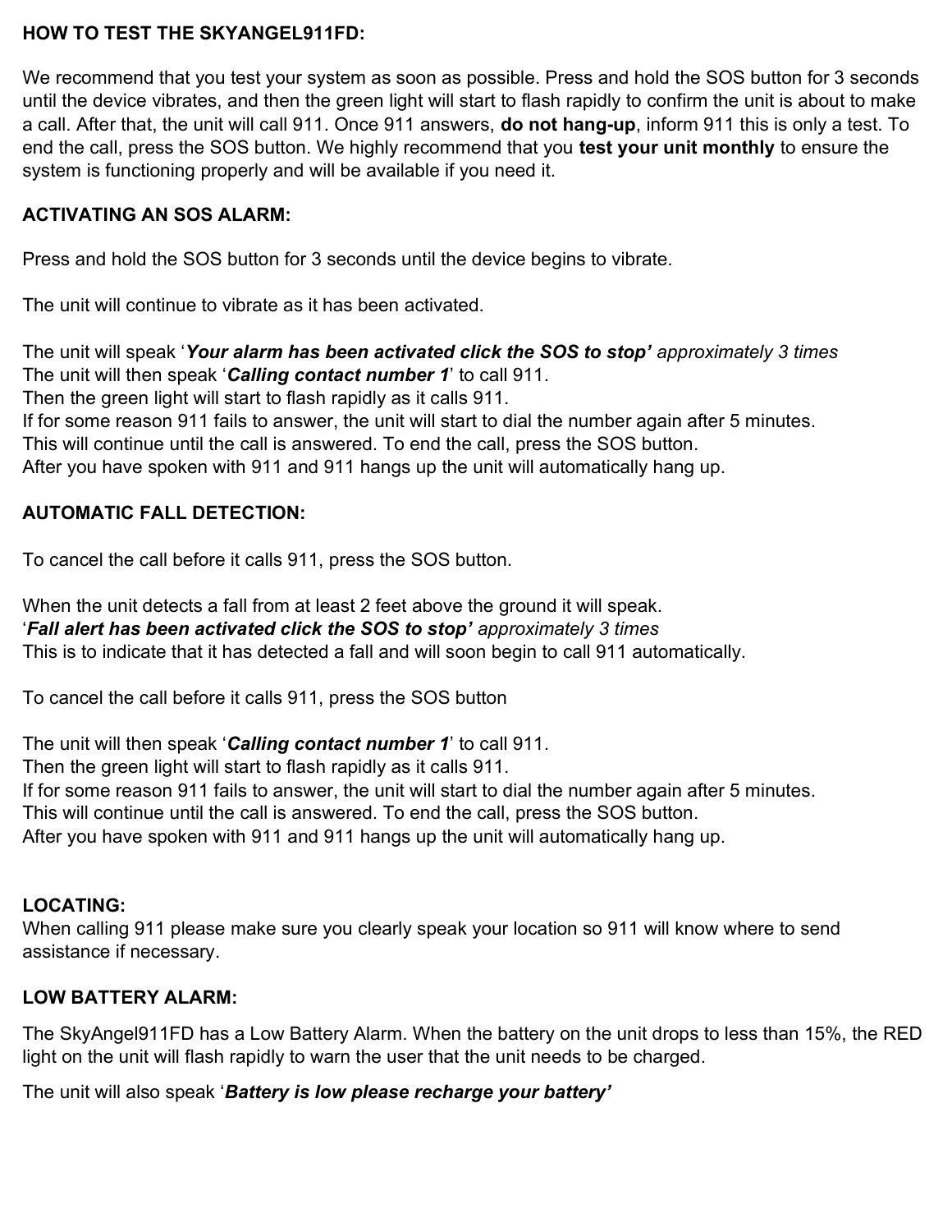## HOW TO TEST THE SKYANGEL911FD:

We recommend that you test your system as soon as possible. Press and hold the SOS button for 3 seconds until the device vibrates, and then the green light will start to flash rapidly to confirm the unit is about to make a call. After that, the unit will call 911. Once 911 answers, **do not hang-up**, inform 911 this is only a test. To end the call, press the SOS button. We highly recommend that you **test your unit monthly** to ensure the system is functioning properly and will be available if you need it.

## ACTIVATING AN SOS ALARM:

Press and hold the SOS button for 3 seconds until the device begins to vibrate.

The unit will continue to vibrate as it has been activated.

The unit will speak '***Your alarm has been activated click the SOS to stop'*** *approximately 3 times*
The unit will then speak '***Calling contact number 1***' to call 911.
Then the green light will start to flash rapidly as it calls 911.
If for some reason 911 fails to answer, the unit will start to dial the number again after 5 minutes.
This will continue until the call is answered. To end the call, press the SOS button.
After you have spoken with 911 and 911 hangs up the unit will automatically hang up.

## AUTOMATIC FALL DETECTION:

To cancel the call before it calls 911, press the SOS button.

When the unit detects a fall from at least 2 feet above the ground it will speak.
'***Fall alert has been activated click the SOS to stop'*** *approximately 3 times*
This is to indicate that it has detected a fall and will soon begin to call 911 automatically.

To cancel the call before it calls 911, press the SOS button

The unit will then speak '***Calling contact number 1***' to call 911.
Then the green light will start to flash rapidly as it calls 911.
If for some reason 911 fails to answer, the unit will start to dial the number again after 5 minutes.
This will continue until the call is answered. To end the call, press the SOS button.
After you have spoken with 911 and 911 hangs up the unit will automatically hang up.

## LOCATING:

When calling 911 please make sure you clearly speak your location so 911 will know where to send assistance if necessary.

## LOW BATTERY ALARM:

The SkyAngel911FD has a Low Battery Alarm. When the battery on the unit drops to less than 15%, the RED light on the unit will flash rapidly to warn the user that the unit needs to be charged.

The unit will also speak '***Battery is low please recharge your battery'***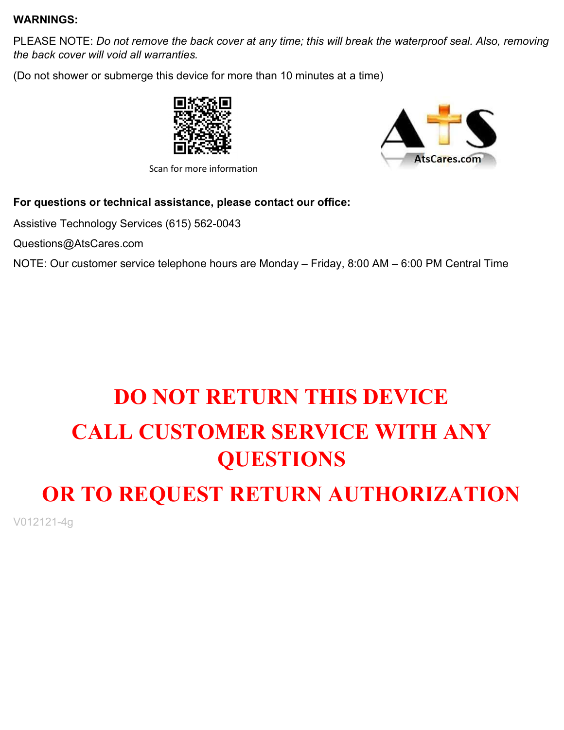**WARNINGS:**

PLEASE NOTE: *Do not remove the back cover at any time; this will break the waterproof seal. Also, removing the back cover will void all warranties.*

(Do not shower or submerge this device for more than 10 minutes at a time)

Scan for more information

AtsCares.com

**For questions or technical assistance, please contact our office:**

Assistive Technology Services (615) 562-0043

Questions@AtsCares.com

NOTE: Our customer service telephone hours are Monday – Friday, 8:00 AM – 6:00 PM Central Time

# DO NOT RETURN THIS DEVICE

# CALL CUSTOMER SERVICE WITH ANY QUESTIONS

# OR TO REQUEST RETURN AUTHORIZATION

V012121-4g